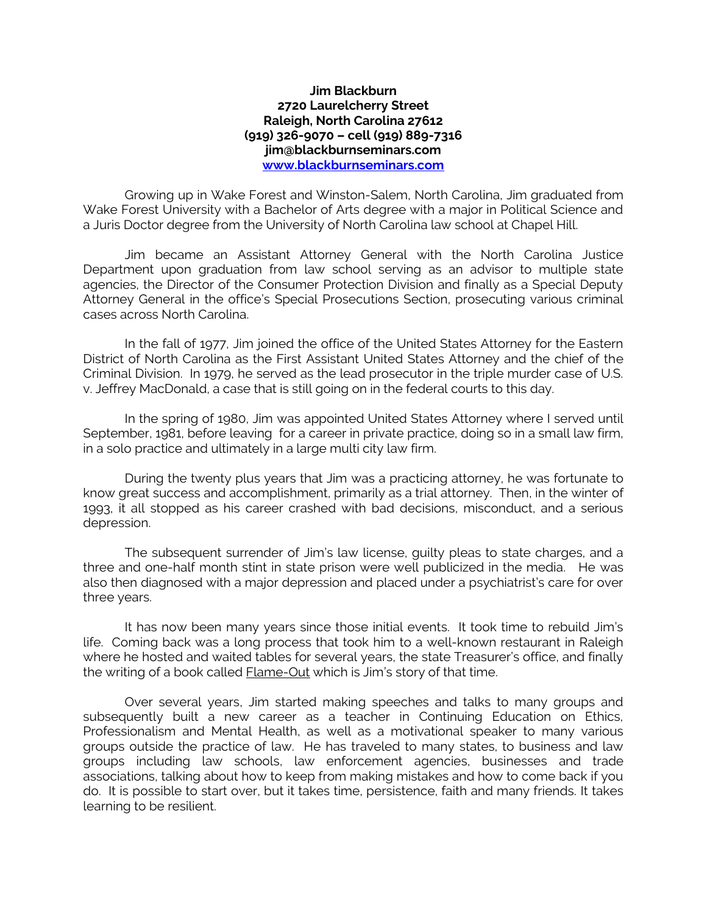**Jim Blackburn**
**2720 Laurelcherry Street**
**Raleigh, North Carolina 27612**
**(919) 326-9070 – cell (919) 889-7316**
**jim@blackburnseminars.com**
**[www.blackburnseminars.com](http://www.blackburnseminars.com)**

Growing up in Wake Forest and Winston-Salem, North Carolina, Jim graduated from Wake Forest University with a Bachelor of Arts degree with a major in Political Science and a Juris Doctor degree from the University of North Carolina law school at Chapel Hill.

Jim became an Assistant Attorney General with the North Carolina Justice Department upon graduation from law school serving as an advisor to multiple state agencies, the Director of the Consumer Protection Division and finally as a Special Deputy Attorney General in the office's Special Prosecutions Section, prosecuting various criminal cases across North Carolina.

In the fall of 1977, Jim joined the office of the United States Attorney for the Eastern District of North Carolina as the First Assistant United States Attorney and the chief of the Criminal Division. In 1979, he served as the lead prosecutor in the triple murder case of U.S. v. Jeffrey MacDonald, a case that is still going on in the federal courts to this day.

In the spring of 1980, Jim was appointed United States Attorney where I served until September, 1981, before leaving for a career in private practice, doing so in a small law firm, in a solo practice and ultimately in a large multi city law firm.

During the twenty plus years that Jim was a practicing attorney, he was fortunate to know great success and accomplishment, primarily as a trial attorney. Then, in the winter of 1993, it all stopped as his career crashed with bad decisions, misconduct, and a serious depression.

The subsequent surrender of Jim's law license, guilty pleas to state charges, and a three and one-half month stint in state prison were well publicized in the media. He was also then diagnosed with a major depression and placed under a psychiatrist's care for over three years.

It has now been many years since those initial events. It took time to rebuild Jim's life. Coming back was a long process that took him to a well-known restaurant in Raleigh where he hosted and waited tables for several years, the state Treasurer's office, and finally the writing of a book called <u>Flame-Out</u> which is Jim's story of that time.

Over several years, Jim started making speeches and talks to many groups and subsequently built a new career as a teacher in Continuing Education on Ethics, Professionalism and Mental Health, as well as a motivational speaker to many various groups outside the practice of law. He has traveled to many states, to business and law groups including law schools, law enforcement agencies, businesses and trade associations, talking about how to keep from making mistakes and how to come back if you do. It is possible to start over, but it takes time, persistence, faith and many friends. It takes learning to be resilient.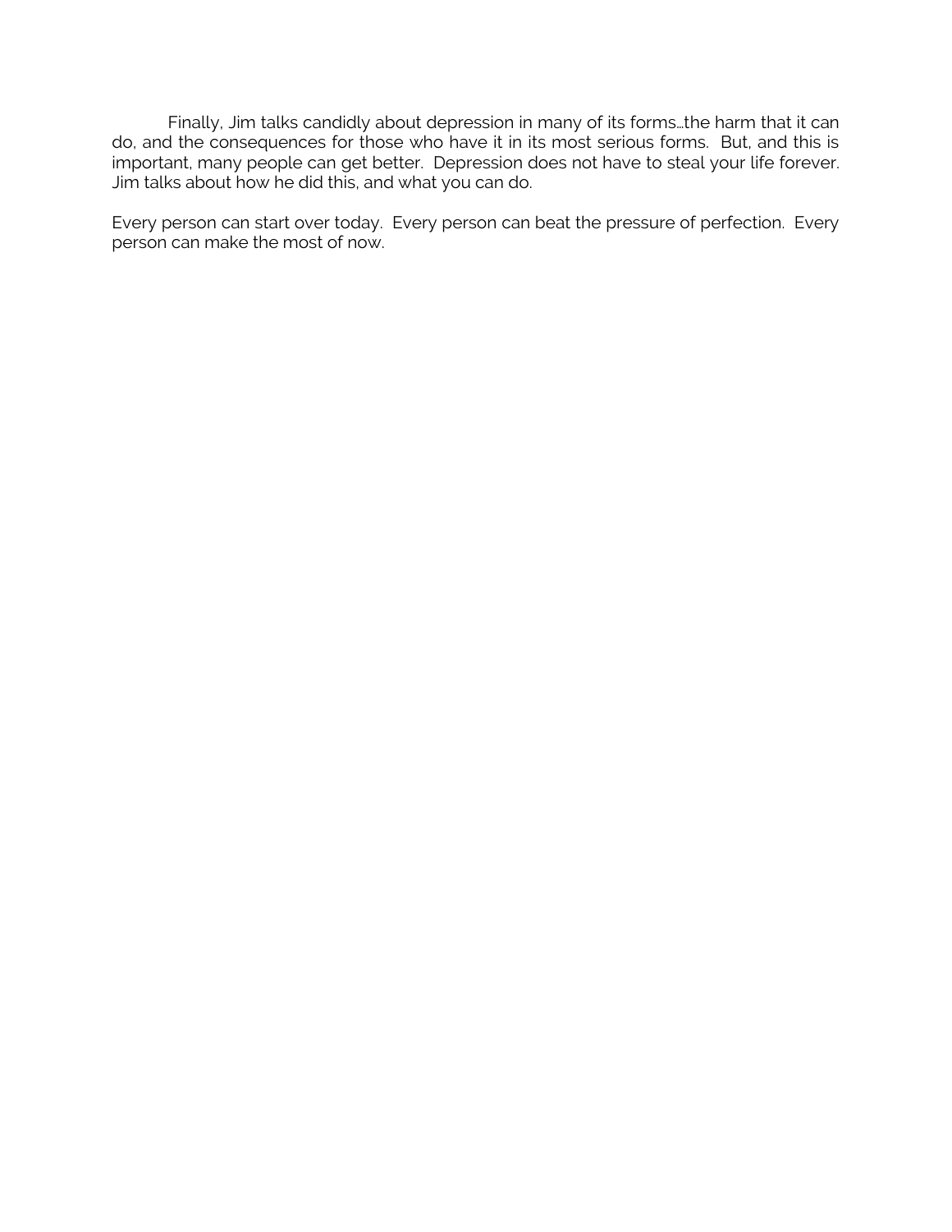Finally, Jim talks candidly about depression in many of its forms…the harm that it can do, and the consequences for those who have it in its most serious forms. But, and this is important, many people can get better. Depression does not have to steal your life forever. Jim talks about how he did this, and what you can do.

Every person can start over today. Every person can beat the pressure of perfection. Every person can make the most of now.